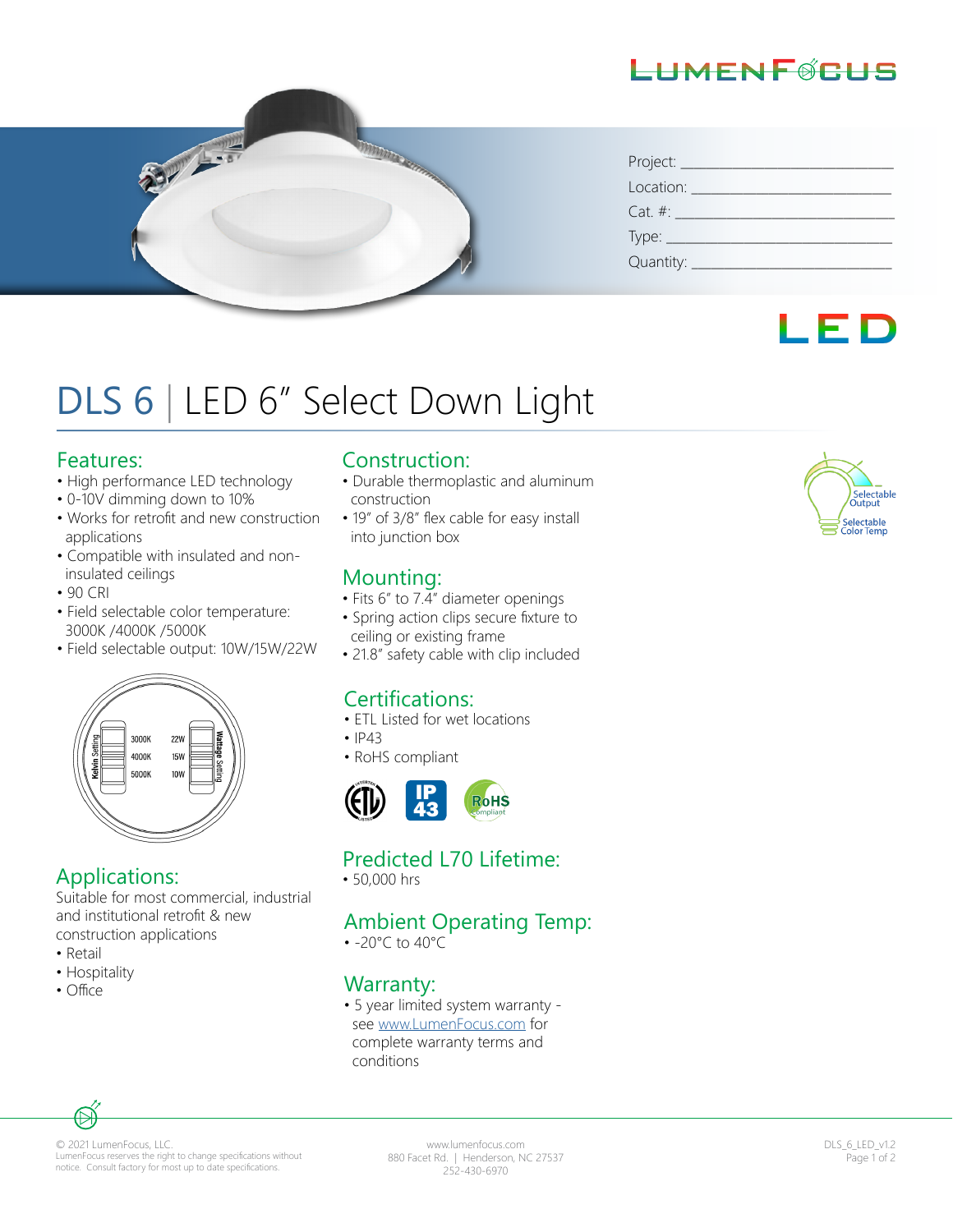LUMENFOCUS

Project: ______________________

Location: ______________________

Cat. #: ______________________

Type: ______________________

Quantity: ______________________

LED

# DLS 6 | LED 6" Select Down Light

## Features:

- High performance LED technology
- 0-10V dimming down to 10%
- Works for retrofit and new construction applications
- Compatible with insulated and non-insulated ceilings
- 90 CRI
- Field selectable color temperature: 3000K /4000K /5000K
- Field selectable output: 10W/15W/22W

Kelvin Setting: 3000K, 4000K, 5000K
Wattage Setting: 22W, 15W, 10W

Selectable Output
Selectable Color Temp

## Applications:

Suitable for most commercial, industrial and institutional retrofit & new construction applications

- Retail
- Hospitality
- Office

## Construction:

- Durable thermoplastic and aluminum construction
- 19" of 3/8" flex cable for easy install into junction box

## Mounting:

- Fits 6" to 7.4" diameter openings
- Spring action clips secure fixture to ceiling or existing frame
- 21.8" safety cable with clip included

## Certifications:

- ETL Listed for wet locations
- IP43
- RoHS compliant

## Predicted L70 Lifetime:

- 50,000 hrs

## Ambient Operating Temp:

- -20°C to 40°C

## Warranty:

- 5 year limited system warranty - see www.LumenFocus.com for complete warranty terms and conditions

© 2021 LumenFocus, LLC.
LumenFocus reserves the right to change specifications without notice. Consult factory for most up to date specifications.

www.lumenfocus.com
880 Facet Rd. | Henderson, NC 27537
252-430-6970

DLS_6_LED_v1.2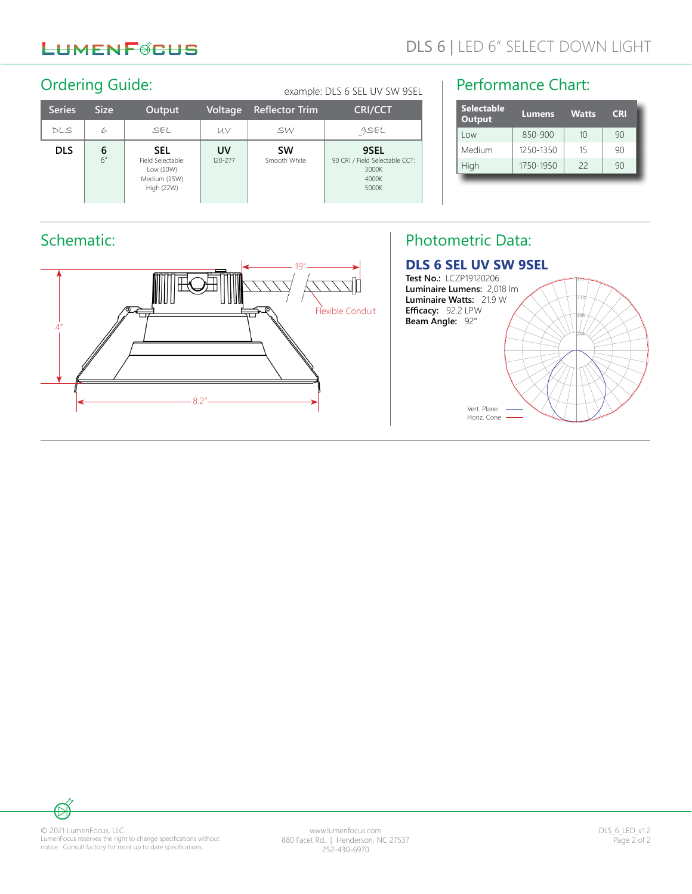## Ordering Guide:

example: DLS 6 SEL UV SW 9SEL

| Series | Size | Output | Voltage | Reflector Trim | CRI/CCT |
|---|---|---|---|---|---|
| DLS | 6 | SEL | UV | SW | 9SEL |
| **DLS** | **6** 6" | **SEL** Field Selectable: Low (10W) Medium (15W) High (22W) | **UV** 120-277 | **SW** Smooth White | **9SEL** 90 CRI / Field Selectable CCT: 3000K 4000K 5000K |

## Performance Chart:

| Selectable Output | Lumens | Watts | CRI |
|---|---|---|---|
| Low | 850-900 | 10 | 90 |
| Medium | 1250-1350 | 15 | 90 |
| High | 1750-1950 | 22 | 90 |

## Schematic:

19"

Flexible Conduit

4"

8.2"

## Photometric Data:

### DLS 6 SEL UV SW 9SEL

**Test No.:** LCZP19120206
**Luminaire Lumens:** 2,018 lm
**Luminaire Watts:** 21.9 W
**Efficacy:** 92.2 LPW
**Beam Angle:** 92°

977
733
488
244

Vert. Plane
Horiz. Cone

© 2021 LumenFocus, LLC.
LumenFocus reserves the right to change specifications without notice. Consult factory for most up to date specifications.

www.lumenfocus.com
880 Facet Rd. | Henderson, NC 27537
252-430-6970

DLS_6_LED_v1.2